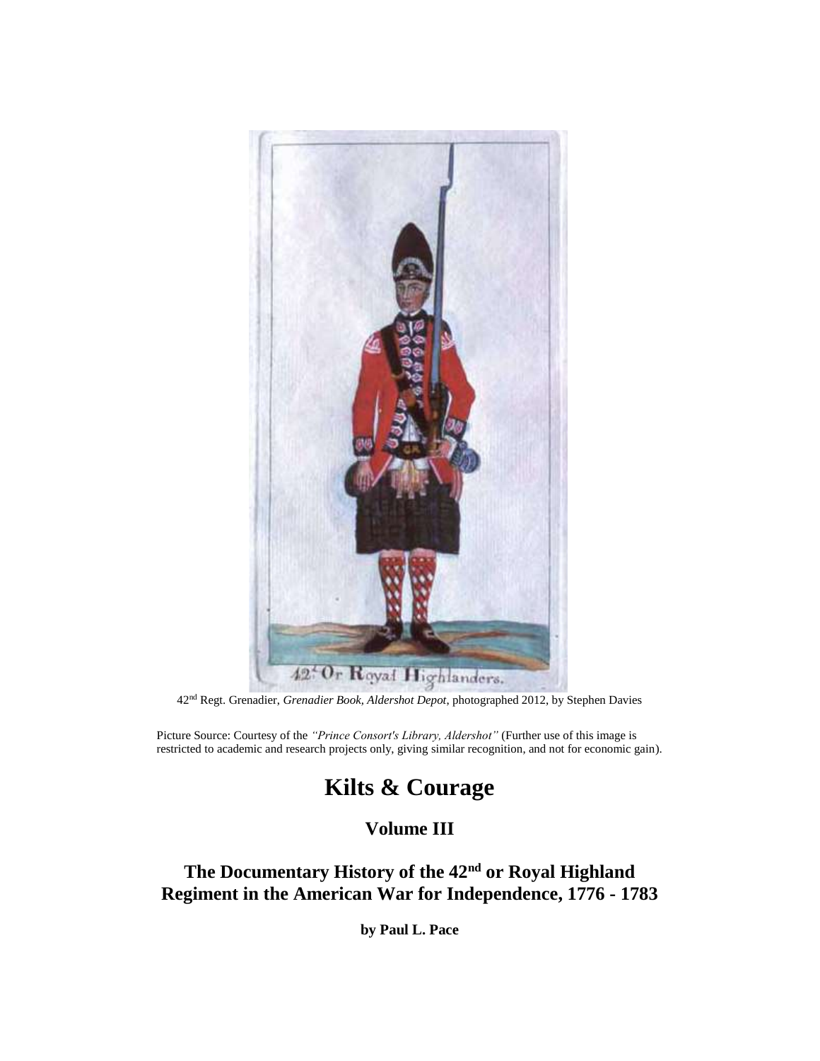42[nd] Regt. Grenadier, *Grenadier Book, Aldershot Depot*, photographed 2012, by Stephen Davies

Picture Source: Courtesy of the *"Prince Consort's Library, Aldershot"* (Further use of this image is restricted to academic and research projects only, giving similar recognition, and not for economic gain).

# Kilts & Courage

## Volume III

## The Documentary History of the 42nd or Royal Highland Regiment in the American War for Independence, 1776 - 1783

**by Paul L. Pace**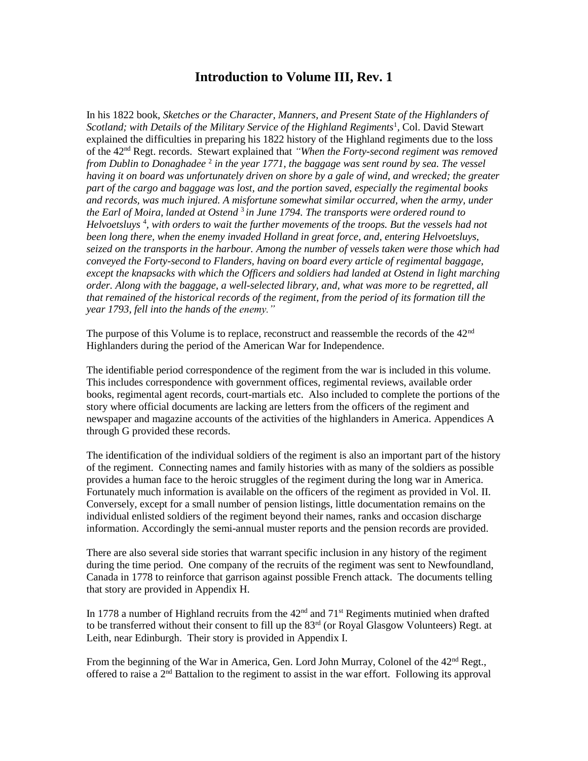# Introduction to Volume III, Rev. 1

In his 1822 book, *Sketches or the Character, Manners, and Present State of the Highlanders of Scotland; with Details of the Military Service of the Highland Regiments*[1], Col. David Stewart explained the difficulties in preparing his 1822 history of the Highland regiments due to the loss of the 42nd Regt. records. Stewart explained that *"When the Forty-second regiment was removed from Dublin to Donaghadee* [2] *in the year 1771, the baggage was sent round by sea. The vessel having it on board was unfortunately driven on shore by a gale of wind, and wrecked; the greater part of the cargo and baggage was lost, and the portion saved, especially the regimental books and records, was much injured. A misfortune somewhat similar occurred, when the army, under the Earl of Moira, landed at Ostend* [3] *in June 1794. The transports were ordered round to Helvoetsluys* [4]*, with orders to wait the further movements of the troops. But the vessels had not been long there, when the enemy invaded Holland in great force, and, entering Helvoetsluys, seized on the transports in the harbour. Among the number of vessels taken were those which had conveyed the Forty-second to Flanders, having on board every article of regimental baggage, except the knapsacks with which the Officers and soldiers had landed at Ostend in light marching order. Along with the baggage, a well-selected library, and, what was more to be regretted, all that remained of the historical records of the regiment, from the period of its formation till the year 1793, fell into the hands of the enemy."*

The purpose of this Volume is to replace, reconstruct and reassemble the records of the 42nd Highlanders during the period of the American War for Independence.

The identifiable period correspondence of the regiment from the war is included in this volume. This includes correspondence with government offices, regimental reviews, available order books, regimental agent records, court-martials etc. Also included to complete the portions of the story where official documents are lacking are letters from the officers of the regiment and newspaper and magazine accounts of the activities of the highlanders in America. Appendices A through G provided these records.

The identification of the individual soldiers of the regiment is also an important part of the history of the regiment. Connecting names and family histories with as many of the soldiers as possible provides a human face to the heroic struggles of the regiment during the long war in America. Fortunately much information is available on the officers of the regiment as provided in Vol. II. Conversely, except for a small number of pension listings, little documentation remains on the individual enlisted soldiers of the regiment beyond their names, ranks and occasion discharge information. Accordingly the semi-annual muster reports and the pension records are provided.

There are also several side stories that warrant specific inclusion in any history of the regiment during the time period. One company of the recruits of the regiment was sent to Newfoundland, Canada in 1778 to reinforce that garrison against possible French attack. The documents telling that story are provided in Appendix H.

In 1778 a number of Highland recruits from the 42nd and 71st Regiments mutinied when drafted to be transferred without their consent to fill up the 83rd (or Royal Glasgow Volunteers) Regt. at Leith, near Edinburgh. Their story is provided in Appendix I.

From the beginning of the War in America, Gen. Lord John Murray, Colonel of the 42nd Regt., offered to raise a 2nd Battalion to the regiment to assist in the war effort. Following its approval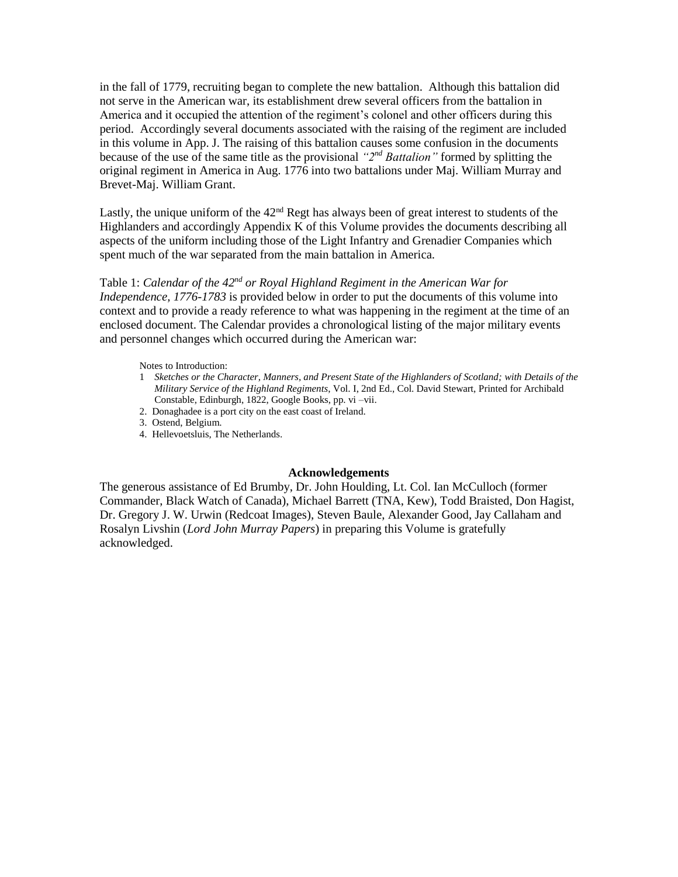in the fall of 1779, recruiting began to complete the new battalion. Although this battalion did not serve in the American war, its establishment drew several officers from the battalion in America and it occupied the attention of the regiment's colonel and other officers during this period. Accordingly several documents associated with the raising of the regiment are included in this volume in App. J. The raising of this battalion causes some confusion in the documents because of the use of the same title as the provisional *"2nd Battalion"* formed by splitting the original regiment in America in Aug. 1776 into two battalions under Maj. William Murray and Brevet-Maj. William Grant.

Lastly, the unique uniform of the 42nd Regt has always been of great interest to students of the Highlanders and accordingly Appendix K of this Volume provides the documents describing all aspects of the uniform including those of the Light Infantry and Grenadier Companies which spent much of the war separated from the main battalion in America.

Table 1: *Calendar of the 42nd or Royal Highland Regiment in the American War for Independence, 1776-1783* is provided below in order to put the documents of this volume into context and to provide a ready reference to what was happening in the regiment at the time of an enclosed document. The Calendar provides a chronological listing of the major military events and personnel changes which occurred during the American war:

Notes to Introduction:

1. *Sketches or the Character, Manners, and Present State of the Highlanders of Scotland; with Details of the Military Service of the Highland Regiments*, Vol. I, 2nd Ed., Col. David Stewart, Printed for Archibald Constable, Edinburgh, 1822, Google Books, pp. vi –vii.
2. Donaghadee is a port city on the east coast of Ireland.
3. Ostend, Belgium.
4. Hellevoetsluis, The Netherlands.

## Acknowledgements

The generous assistance of Ed Brumby, Dr. John Houlding, Lt. Col. Ian McCulloch (former Commander, Black Watch of Canada), Michael Barrett (TNA, Kew), Todd Braisted, Don Hagist, Dr. Gregory J. W. Urwin (Redcoat Images), Steven Baule, Alexander Good, Jay Callaham and Rosalyn Livshin (*Lord John Murray Papers*) in preparing this Volume is gratefully acknowledged.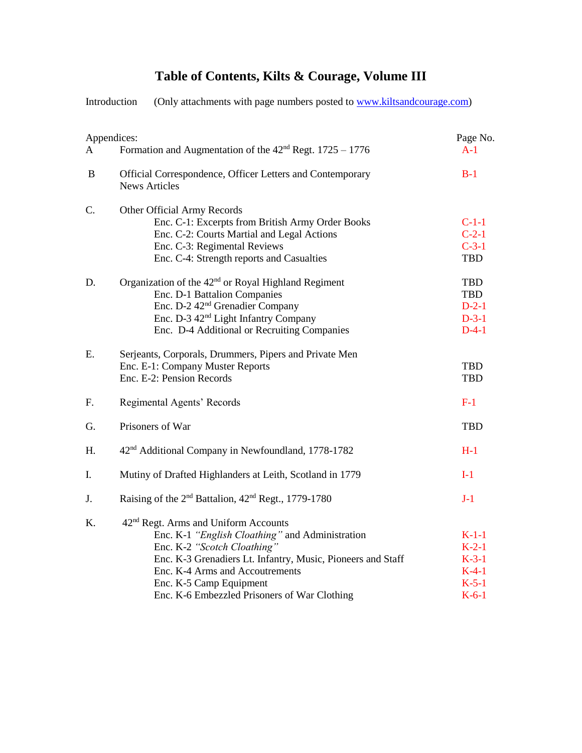# Table of Contents, Kilts & Courage, Volume III

Introduction (Only attachments with page numbers posted to [www.kiltsandcourage.com](http://www.kiltsandcourage.com))

| Appendices: | | Page No. |
|---|---|---|
| A | Formation and Augmentation of the 42nd Regt. 1725 – 1776 | A-1 |
| B | Official Correspondence, Officer Letters and Contemporary News Articles | B-1 |
| C. | Other Official Army Records | |
| | Enc. C-1: Excerpts from British Army Order Books | C-1-1 |
| | Enc. C-2: Courts Martial and Legal Actions | C-2-1 |
| | Enc. C-3: Regimental Reviews | C-3-1 |
| | Enc. C-4: Strength reports and Casualties | TBD |
| D. | Organization of the 42nd or Royal Highland Regiment | TBD |
| | Enc. D-1 Battalion Companies | TBD |
| | Enc. D-2 42nd Grenadier Company | D-2-1 |
| | Enc. D-3 42nd Light Infantry Company | D-3-1 |
| | Enc. D-4 Additional or Recruiting Companies | D-4-1 |
| E. | Serjeants, Corporals, Drummers, Pipers and Private Men | |
| | Enc. E-1: Company Muster Reports | TBD |
| | Enc. E-2: Pension Records | TBD |
| F. | Regimental Agents' Records | F-1 |
| G. | Prisoners of War | TBD |
| H. | 42nd Additional Company in Newfoundland, 1778-1782 | H-1 |
| I. | Mutiny of Drafted Highlanders at Leith, Scotland in 1779 | I-1 |
| J. | Raising of the 2nd Battalion, 42nd Regt., 1779-1780 | J-1 |
| K. | 42nd Regt. Arms and Uniform Accounts | |
| | Enc. K-1 *"English Cloathing"* and Administration | K-1-1 |
| | Enc. K-2 *"Scotch Cloathing"* | K-2-1 |
| | Enc. K-3 Grenadiers Lt. Infantry, Music, Pioneers and Staff | K-3-1 |
| | Enc. K-4 Arms and Accoutrements | K-4-1 |
| | Enc. K-5 Camp Equipment | K-5-1 |
| | Enc. K-6 Embezzled Prisoners of War Clothing | K-6-1 |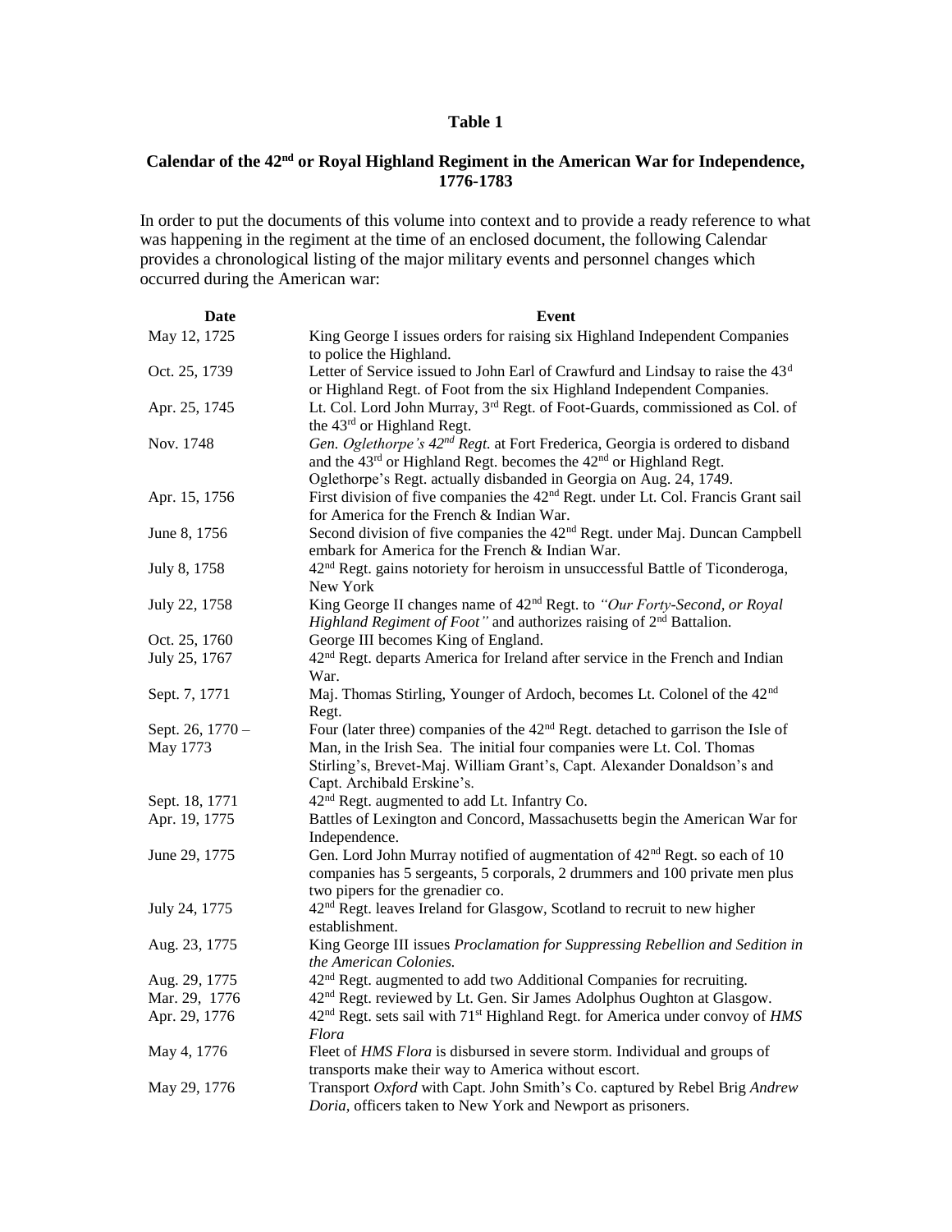**Table 1**

**Calendar of the 42nd or Royal Highland Regiment in the American War for Independence, 1776-1783**

In order to put the documents of this volume into context and to provide a ready reference to what was happening in the regiment at the time of an enclosed document, the following Calendar provides a chronological listing of the major military events and personnel changes which occurred during the American war:

| Date | Event |
|---|---|
| May 12, 1725 | King George I issues orders for raising six Highland Independent Companies to police the Highland. |
| Oct. 25, 1739 | Letter of Service issued to John Earl of Crawfurd and Lindsay to raise the 43d or Highland Regt. of Foot from the six Highland Independent Companies. |
| Apr. 25, 1745 | Lt. Col. Lord John Murray, 3rd Regt. of Foot-Guards, commissioned as Col. of the 43rd or Highland Regt. |
| Nov. 1748 | *Gen. Oglethorpe's 42nd Regt.* at Fort Frederica, Georgia is ordered to disband and the 43rd or Highland Regt. becomes the 42nd or Highland Regt. Oglethorpe's Regt. actually disbanded in Georgia on Aug. 24, 1749. |
| Apr. 15, 1756 | First division of five companies the 42nd Regt. under Lt. Col. Francis Grant sail for America for the French & Indian War. |
| June 8, 1756 | Second division of five companies the 42nd Regt. under Maj. Duncan Campbell embark for America for the French & Indian War. |
| July 8, 1758 | 42nd Regt. gains notoriety for heroism in unsuccessful Battle of Ticonderoga, New York |
| July 22, 1758 | King George II changes name of 42nd Regt. to *"Our Forty-Second, or Royal Highland Regiment of Foot"* and authorizes raising of 2nd Battalion. |
| Oct. 25, 1760 | George III becomes King of England. |
| July 25, 1767 | 42nd Regt. departs America for Ireland after service in the French and Indian War. |
| Sept. 7, 1771 | Maj. Thomas Stirling, Younger of Ardoch, becomes Lt. Colonel of the 42nd Regt. |
| Sept. 26, 1770 – May 1773 | Four (later three) companies of the 42nd Regt. detached to garrison the Isle of Man, in the Irish Sea. The initial four companies were Lt. Col. Thomas Stirling's, Brevet-Maj. William Grant's, Capt. Alexander Donaldson's and Capt. Archibald Erskine's. |
| Sept. 18, 1771 | 42nd Regt. augmented to add Lt. Infantry Co. |
| Apr. 19, 1775 | Battles of Lexington and Concord, Massachusetts begin the American War for Independence. |
| June 29, 1775 | Gen. Lord John Murray notified of augmentation of 42nd Regt. so each of 10 companies has 5 sergeants, 5 corporals, 2 drummers and 100 private men plus two pipers for the grenadier co. |
| July 24, 1775 | 42nd Regt. leaves Ireland for Glasgow, Scotland to recruit to new higher establishment. |
| Aug. 23, 1775 | King George III issues *Proclamation for Suppressing Rebellion and Sedition in the American Colonies.* |
| Aug. 29, 1775 | 42nd Regt. augmented to add two Additional Companies for recruiting. |
| Mar. 29, 1776 | 42nd Regt. reviewed by Lt. Gen. Sir James Adolphus Oughton at Glasgow. |
| Apr. 29, 1776 | 42nd Regt. sets sail with 71st Highland Regt. for America under convoy of *HMS Flora* |
| May 4, 1776 | Fleet of *HMS Flora* is disbursed in severe storm. Individual and groups of transports make their way to America without escort. |
| May 29, 1776 | Transport *Oxford* with Capt. John Smith's Co. captured by Rebel Brig *Andrew Doria*, officers taken to New York and Newport as prisoners. |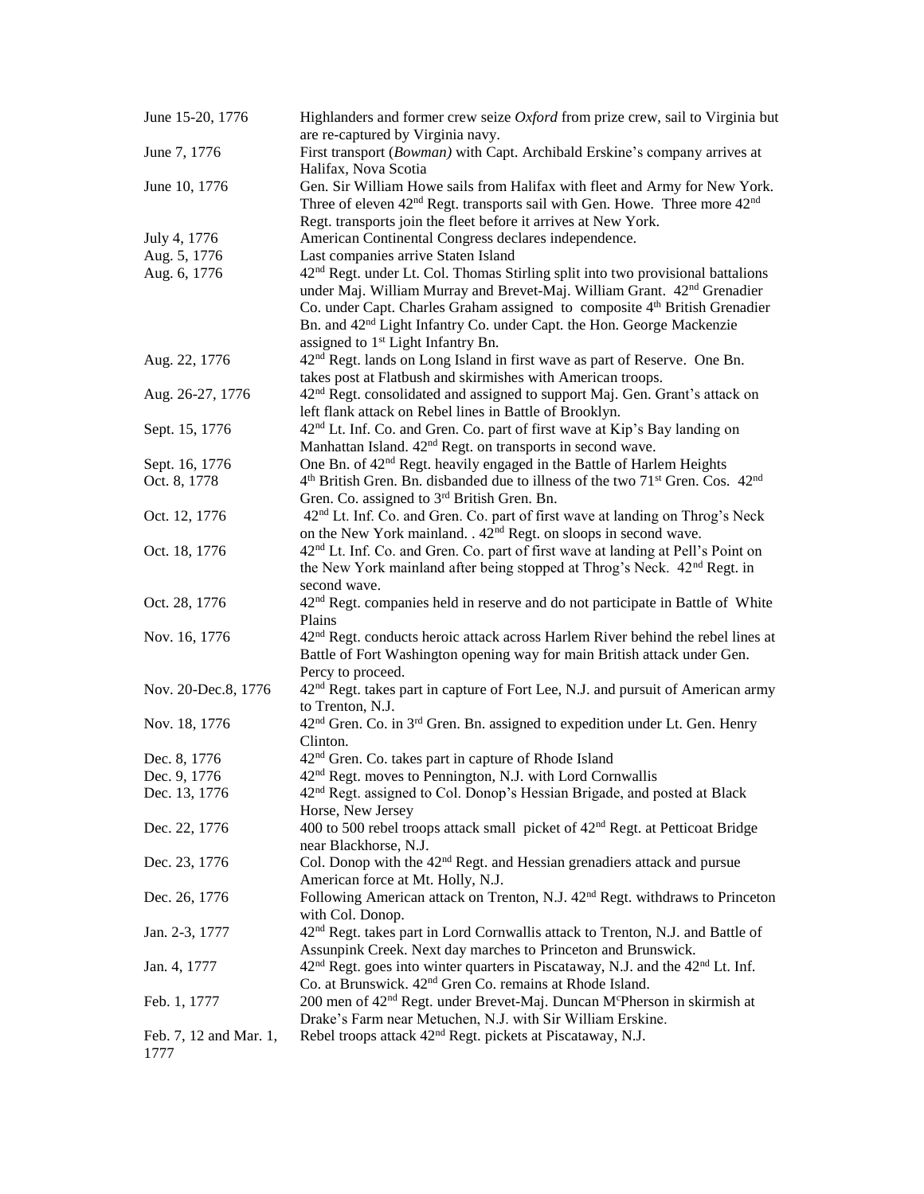| | |
|---|---|
| June 15-20, 1776 | Highlanders and former crew seize *Oxford* from prize crew, sail to Virginia but are re-captured by Virginia navy. |
| June 7, 1776 | First transport (*Bowman)* with Capt. Archibald Erskine's company arrives at Halifax, Nova Scotia |
| June 10, 1776 | Gen. Sir William Howe sails from Halifax with fleet and Army for New York. Three of eleven 42nd Regt. transports sail with Gen. Howe. Three more 42nd Regt. transports join the fleet before it arrives at New York. |
| July 4, 1776 | American Continental Congress declares independence. |
| Aug. 5, 1776 | Last companies arrive Staten Island |
| Aug. 6, 1776 | 42nd Regt. under Lt. Col. Thomas Stirling split into two provisional battalions under Maj. William Murray and Brevet-Maj. William Grant. 42nd Grenadier Co. under Capt. Charles Graham assigned to composite 4th British Grenadier Bn. and 42nd Light Infantry Co. under Capt. the Hon. George Mackenzie assigned to 1st Light Infantry Bn. |
| Aug. 22, 1776 | 42nd Regt. lands on Long Island in first wave as part of Reserve. One Bn. takes post at Flatbush and skirmishes with American troops. |
| Aug. 26-27, 1776 | 42nd Regt. consolidated and assigned to support Maj. Gen. Grant's attack on left flank attack on Rebel lines in Battle of Brooklyn. |
| Sept. 15, 1776 | 42nd Lt. Inf. Co. and Gren. Co. part of first wave at Kip's Bay landing on Manhattan Island. 42nd Regt. on transports in second wave. |
| Sept. 16, 1776 | One Bn. of 42nd Regt. heavily engaged in the Battle of Harlem Heights |
| Oct. 8, 1778 | 4th British Gren. Bn. disbanded due to illness of the two 71st Gren. Cos. 42nd Gren. Co. assigned to 3rd British Gren. Bn. |
| Oct. 12, 1776 | 42nd Lt. Inf. Co. and Gren. Co. part of first wave at landing on Throg's Neck on the New York mainland. . 42nd Regt. on sloops in second wave. |
| Oct. 18, 1776 | 42nd Lt. Inf. Co. and Gren. Co. part of first wave at landing at Pell's Point on the New York mainland after being stopped at Throg's Neck. 42nd Regt. in second wave. |
| Oct. 28, 1776 | 42nd Regt. companies held in reserve and do not participate in Battle of White Plains |
| Nov. 16, 1776 | 42nd Regt. conducts heroic attack across Harlem River behind the rebel lines at Battle of Fort Washington opening way for main British attack under Gen. Percy to proceed. |
| Nov. 20-Dec.8, 1776 | 42nd Regt. takes part in capture of Fort Lee, N.J. and pursuit of American army to Trenton, N.J. |
| Nov. 18, 1776 | 42nd Gren. Co. in 3rd Gren. Bn. assigned to expedition under Lt. Gen. Henry Clinton. |
| Dec. 8, 1776 | 42nd Gren. Co. takes part in capture of Rhode Island |
| Dec. 9, 1776 | 42nd Regt. moves to Pennington, N.J. with Lord Cornwallis |
| Dec. 13, 1776 | 42nd Regt. assigned to Col. Donop's Hessian Brigade, and posted at Black Horse, New Jersey |
| Dec. 22, 1776 | 400 to 500 rebel troops attack small picket of 42nd Regt. at Petticoat Bridge near Blackhorse, N.J. |
| Dec. 23, 1776 | Col. Donop with the 42nd Regt. and Hessian grenadiers attack and pursue American force at Mt. Holly, N.J. |
| Dec. 26, 1776 | Following American attack on Trenton, N.J. 42nd Regt. withdraws to Princeton with Col. Donop. |
| Jan. 2-3, 1777 | 42nd Regt. takes part in Lord Cornwallis attack to Trenton, N.J. and Battle of Assunpink Creek. Next day marches to Princeton and Brunswick. |
| Jan. 4, 1777 | 42nd Regt. goes into winter quarters in Piscataway, N.J. and the 42nd Lt. Inf. Co. at Brunswick. 42nd Gren Co. remains at Rhode Island. |
| Feb. 1, 1777 | 200 men of 42nd Regt. under Brevet-Maj. Duncan McPherson in skirmish at Drake's Farm near Metuchen, N.J. with Sir William Erskine. |
| Feb. 7, 12 and Mar. 1, 1777 | Rebel troops attack 42nd Regt. pickets at Piscataway, N.J. |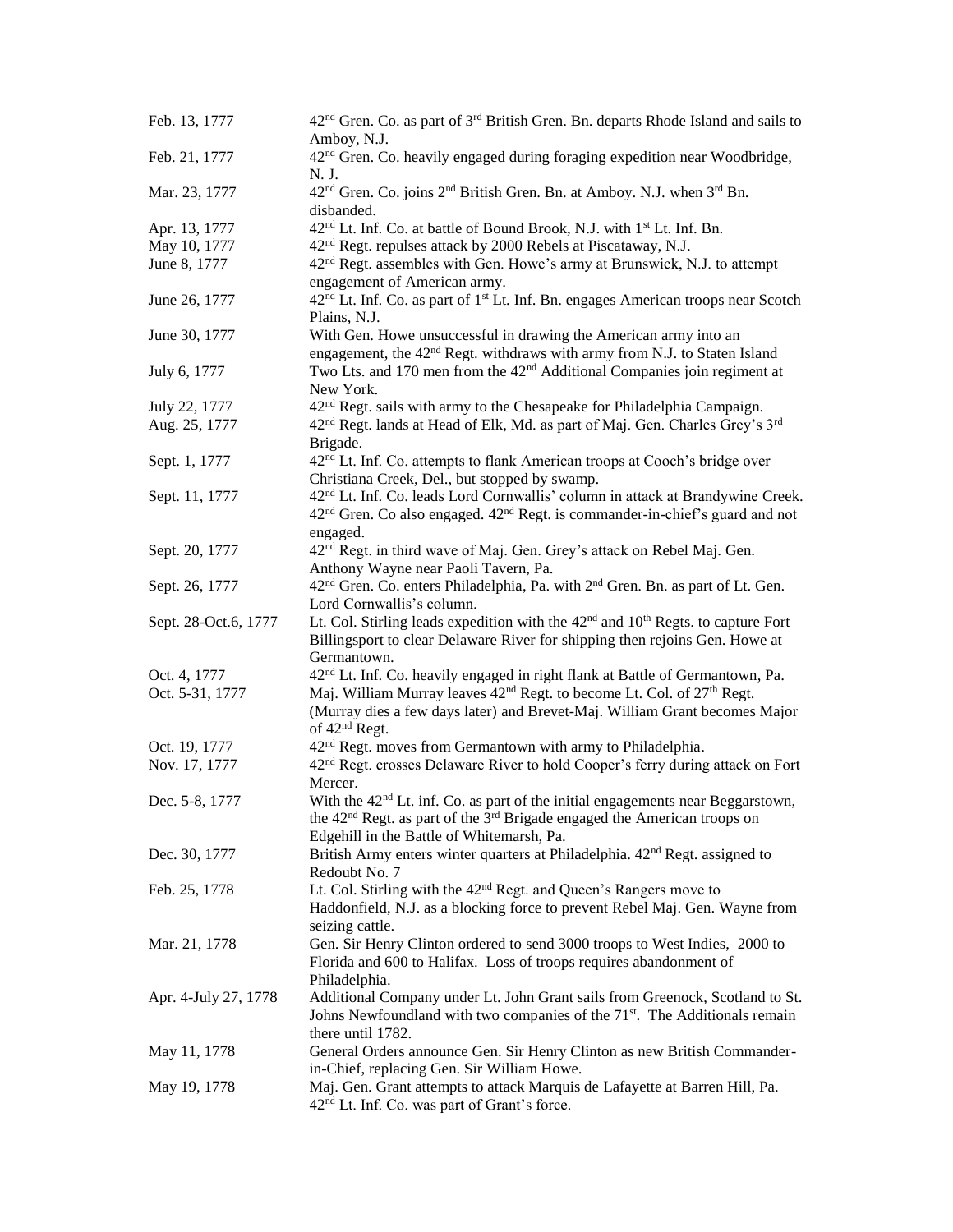| | |
|---|---|
| Feb. 13, 1777 | 42nd Gren. Co. as part of 3rd British Gren. Bn. departs Rhode Island and sails to Amboy, N.J. |
| Feb. 21, 1777 | 42nd Gren. Co. heavily engaged during foraging expedition near Woodbridge, N. J. |
| Mar. 23, 1777 | 42nd Gren. Co. joins 2nd British Gren. Bn. at Amboy. N.J. when 3rd Bn. disbanded. |
| Apr. 13, 1777 | 42nd Lt. Inf. Co. at battle of Bound Brook, N.J. with 1st Lt. Inf. Bn. |
| May 10, 1777 | 42nd Regt. repulses attack by 2000 Rebels at Piscataway, N.J. |
| June 8, 1777 | 42nd Regt. assembles with Gen. Howe's army at Brunswick, N.J. to attempt engagement of American army. |
| June 26, 1777 | 42nd Lt. Inf. Co. as part of 1st Lt. Inf. Bn. engages American troops near Scotch Plains, N.J. |
| June 30, 1777 | With Gen. Howe unsuccessful in drawing the American army into an engagement, the 42nd Regt. withdraws with army from N.J. to Staten Island |
| July 6, 1777 | Two Lts. and 170 men from the 42nd Additional Companies join regiment at New York. |
| July 22, 1777 | 42nd Regt. sails with army to the Chesapeake for Philadelphia Campaign. |
| Aug. 25, 1777 | 42nd Regt. lands at Head of Elk, Md. as part of Maj. Gen. Charles Grey's 3rd Brigade. |
| Sept. 1, 1777 | 42nd Lt. Inf. Co. attempts to flank American troops at Cooch's bridge over Christiana Creek, Del., but stopped by swamp. |
| Sept. 11, 1777 | 42nd Lt. Inf. Co. leads Lord Cornwallis' column in attack at Brandywine Creek. 42nd Gren. Co also engaged. 42nd Regt. is commander-in-chief's guard and not engaged. |
| Sept. 20, 1777 | 42nd Regt. in third wave of Maj. Gen. Grey's attack on Rebel Maj. Gen. Anthony Wayne near Paoli Tavern, Pa. |
| Sept. 26, 1777 | 42nd Gren. Co. enters Philadelphia, Pa. with 2nd Gren. Bn. as part of Lt. Gen. Lord Cornwallis's column. |
| Sept. 28-Oct.6, 1777 | Lt. Col. Stirling leads expedition with the 42nd and 10th Regts. to capture Fort Billingsport to clear Delaware River for shipping then rejoins Gen. Howe at Germantown. |
| Oct. 4, 1777 | 42nd Lt. Inf. Co. heavily engaged in right flank at Battle of Germantown, Pa. |
| Oct. 5-31, 1777 | Maj. William Murray leaves 42nd Regt. to become Lt. Col. of 27th Regt. (Murray dies a few days later) and Brevet-Maj. William Grant becomes Major of 42nd Regt. |
| Oct. 19, 1777 | 42nd Regt. moves from Germantown with army to Philadelphia. |
| Nov. 17, 1777 | 42nd Regt. crosses Delaware River to hold Cooper's ferry during attack on Fort Mercer. |
| Dec. 5-8, 1777 | With the 42nd Lt. inf. Co. as part of the initial engagements near Beggarstown, the 42nd Regt. as part of the 3rd Brigade engaged the American troops on Edgehill in the Battle of Whitemarsh, Pa. |
| Dec. 30, 1777 | British Army enters winter quarters at Philadelphia. 42nd Regt. assigned to Redoubt No. 7 |
| Feb. 25, 1778 | Lt. Col. Stirling with the 42nd Regt. and Queen's Rangers move to Haddonfield, N.J. as a blocking force to prevent Rebel Maj. Gen. Wayne from seizing cattle. |
| Mar. 21, 1778 | Gen. Sir Henry Clinton ordered to send 3000 troops to West Indies, 2000 to Florida and 600 to Halifax. Loss of troops requires abandonment of Philadelphia. |
| Apr. 4-July 27, 1778 | Additional Company under Lt. John Grant sails from Greenock, Scotland to St. Johns Newfoundland with two companies of the 71st. The Additionals remain there until 1782. |
| May 11, 1778 | General Orders announce Gen. Sir Henry Clinton as new British Commander-in-Chief, replacing Gen. Sir William Howe. |
| May 19, 1778 | Maj. Gen. Grant attempts to attack Marquis de Lafayette at Barren Hill, Pa. 42nd Lt. Inf. Co. was part of Grant's force. |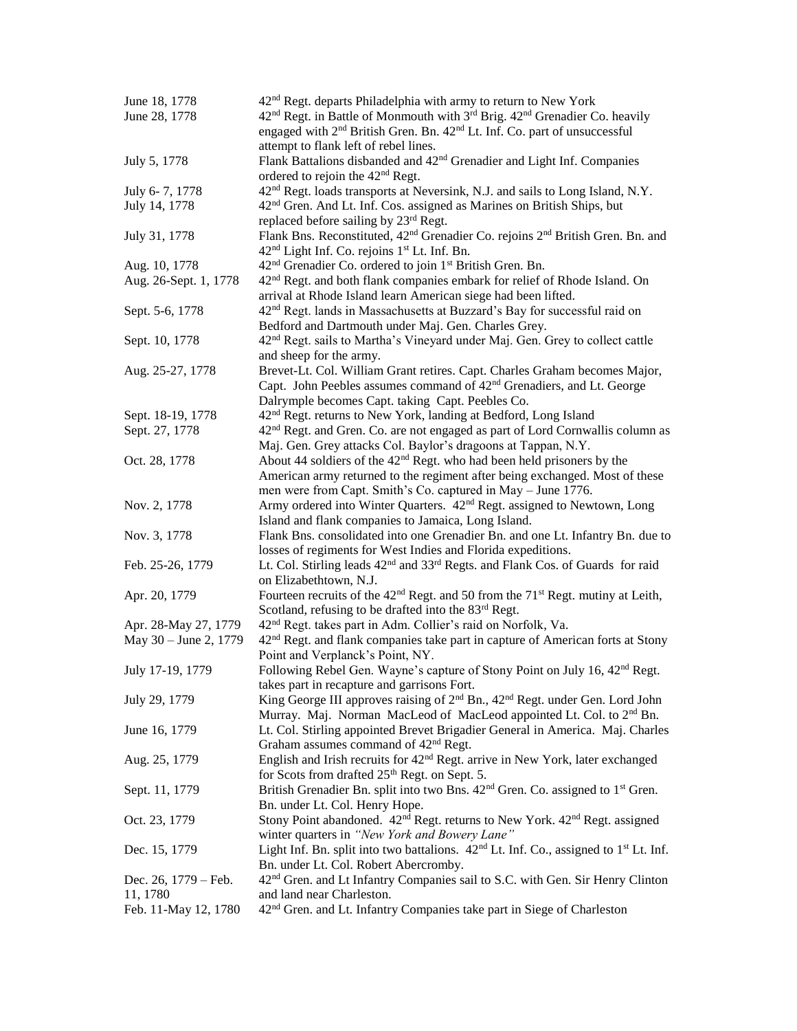| | |
|---|---|
| June 18, 1778 | 42nd Regt. departs Philadelphia with army to return to New York |
| June 28, 1778 | 42nd Regt. in Battle of Monmouth with 3rd Brig. 42nd Grenadier Co. heavily engaged with 2nd British Gren. Bn. 42nd Lt. Inf. Co. part of unsuccessful attempt to flank left of rebel lines. |
| July 5, 1778 | Flank Battalions disbanded and 42nd Grenadier and Light Inf. Companies ordered to rejoin the 42nd Regt. |
| July 6- 7, 1778 | 42nd Regt. loads transports at Neversink, N.J. and sails to Long Island, N.Y. |
| July 14, 1778 | 42nd Gren. And Lt. Inf. Cos. assigned as Marines on British Ships, but replaced before sailing by 23rd Regt. |
| July 31, 1778 | Flank Bns. Reconstituted, 42nd Grenadier Co. rejoins 2nd British Gren. Bn. and 42nd Light Inf. Co. rejoins 1st Lt. Inf. Bn. |
| Aug. 10, 1778 | 42nd Grenadier Co. ordered to join 1st British Gren. Bn. |
| Aug. 26-Sept. 1, 1778 | 42nd Regt. and both flank companies embark for relief of Rhode Island. On arrival at Rhode Island learn American siege had been lifted. |
| Sept. 5-6, 1778 | 42nd Regt. lands in Massachusetts at Buzzard's Bay for successful raid on Bedford and Dartmouth under Maj. Gen. Charles Grey. |
| Sept. 10, 1778 | 42nd Regt. sails to Martha's Vineyard under Maj. Gen. Grey to collect cattle and sheep for the army. |
| Aug. 25-27, 1778 | Brevet-Lt. Col. William Grant retires. Capt. Charles Graham becomes Major, Capt. John Peebles assumes command of 42nd Grenadiers, and Lt. George Dalrymple becomes Capt. taking Capt. Peebles Co. |
| Sept. 18-19, 1778 | 42nd Regt. returns to New York, landing at Bedford, Long Island |
| Sept. 27, 1778 | 42nd Regt. and Gren. Co. are not engaged as part of Lord Cornwallis column as Maj. Gen. Grey attacks Col. Baylor's dragoons at Tappan, N.Y. |
| Oct. 28, 1778 | About 44 soldiers of the 42nd Regt. who had been held prisoners by the American army returned to the regiment after being exchanged. Most of these men were from Capt. Smith's Co. captured in May – June 1776. |
| Nov. 2, 1778 | Army ordered into Winter Quarters. 42nd Regt. assigned to Newtown, Long Island and flank companies to Jamaica, Long Island. |
| Nov. 3, 1778 | Flank Bns. consolidated into one Grenadier Bn. and one Lt. Infantry Bn. due to losses of regiments for West Indies and Florida expeditions. |
| Feb. 25-26, 1779 | Lt. Col. Stirling leads 42nd and 33rd Regts. and Flank Cos. of Guards for raid on Elizabethtown, N.J. |
| Apr. 20, 1779 | Fourteen recruits of the 42nd Regt. and 50 from the 71st Regt. mutiny at Leith, Scotland, refusing to be drafted into the 83rd Regt. |
| Apr. 28-May 27, 1779 | 42nd Regt. takes part in Adm. Collier's raid on Norfolk, Va. |
| May 30 – June 2, 1779 | 42nd Regt. and flank companies take part in capture of American forts at Stony Point and Verplanck's Point, NY. |
| July 17-19, 1779 | Following Rebel Gen. Wayne's capture of Stony Point on July 16, 42nd Regt. takes part in recapture and garrisons Fort. |
| July 29, 1779 | King George III approves raising of 2nd Bn., 42nd Regt. under Gen. Lord John Murray. Maj. Norman MacLeod of MacLeod appointed Lt. Col. to 2nd Bn. |
| June 16, 1779 | Lt. Col. Stirling appointed Brevet Brigadier General in America. Maj. Charles Graham assumes command of 42nd Regt. |
| Aug. 25, 1779 | English and Irish recruits for 42nd Regt. arrive in New York, later exchanged for Scots from drafted 25th Regt. on Sept. 5. |
| Sept. 11, 1779 | British Grenadier Bn. split into two Bns. 42nd Gren. Co. assigned to 1st Gren. Bn. under Lt. Col. Henry Hope. |
| Oct. 23, 1779 | Stony Point abandoned. 42nd Regt. returns to New York. 42nd Regt. assigned winter quarters in *"New York and Bowery Lane"* |
| Dec. 15, 1779 | Light Inf. Bn. split into two battalions. 42nd Lt. Inf. Co., assigned to 1st Lt. Inf. Bn. under Lt. Col. Robert Abercromby. |
| Dec. 26, 1779 – Feb. 11, 1780 | 42nd Gren. and Lt Infantry Companies sail to S.C. with Gen. Sir Henry Clinton and land near Charleston. |
| Feb. 11-May 12, 1780 | 42nd Gren. and Lt. Infantry Companies take part in Siege of Charleston |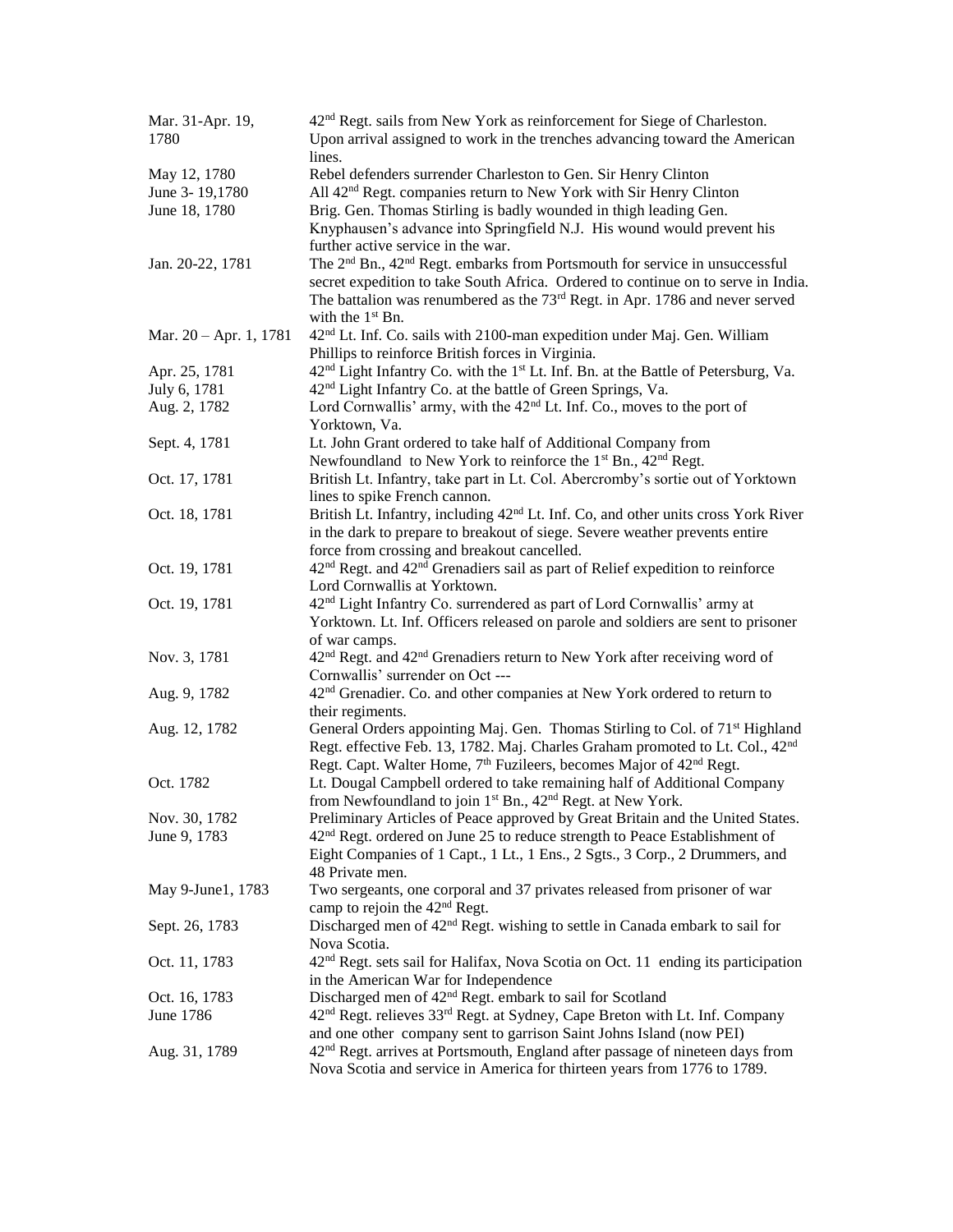| | |
|---|---|
| Mar. 31-Apr. 19, 1780 | 42nd Regt. sails from New York as reinforcement for Siege of Charleston. Upon arrival assigned to work in the trenches advancing toward the American lines. |
| May 12, 1780 | Rebel defenders surrender Charleston to Gen. Sir Henry Clinton |
| June 3- 19,1780 | All 42nd Regt. companies return to New York with Sir Henry Clinton |
| June 18, 1780 | Brig. Gen. Thomas Stirling is badly wounded in thigh leading Gen. Knyphausen's advance into Springfield N.J. His wound would prevent his further active service in the war. |
| Jan. 20-22, 1781 | The 2nd Bn., 42nd Regt. embarks from Portsmouth for service in unsuccessful secret expedition to take South Africa. Ordered to continue on to serve in India. The battalion was renumbered as the 73rd Regt. in Apr. 1786 and never served with the 1st Bn. |
| Mar. 20 – Apr. 1, 1781 | 42nd Lt. Inf. Co. sails with 2100-man expedition under Maj. Gen. William Phillips to reinforce British forces in Virginia. |
| Apr. 25, 1781 | 42nd Light Infantry Co. with the 1st Lt. Inf. Bn. at the Battle of Petersburg, Va. |
| July 6, 1781 | 42nd Light Infantry Co. at the battle of Green Springs, Va. |
| Aug. 2, 1782 | Lord Cornwallis' army, with the 42nd Lt. Inf. Co., moves to the port of Yorktown, Va. |
| Sept. 4, 1781 | Lt. John Grant ordered to take half of Additional Company from Newfoundland to New York to reinforce the 1st Bn., 42nd Regt. |
| Oct. 17, 1781 | British Lt. Infantry, take part in Lt. Col. Abercromby's sortie out of Yorktown lines to spike French cannon. |
| Oct. 18, 1781 | British Lt. Infantry, including 42nd Lt. Inf. Co, and other units cross York River in the dark to prepare to breakout of siege. Severe weather prevents entire force from crossing and breakout cancelled. |
| Oct. 19, 1781 | 42nd Regt. and 42nd Grenadiers sail as part of Relief expedition to reinforce Lord Cornwallis at Yorktown. |
| Oct. 19, 1781 | 42nd Light Infantry Co. surrendered as part of Lord Cornwallis' army at Yorktown. Lt. Inf. Officers released on parole and soldiers are sent to prisoner of war camps. |
| Nov. 3, 1781 | 42nd Regt. and 42nd Grenadiers return to New York after receiving word of Cornwallis' surrender on Oct --- |
| Aug. 9, 1782 | 42nd Grenadier. Co. and other companies at New York ordered to return to their regiments. |
| Aug. 12, 1782 | General Orders appointing Maj. Gen. Thomas Stirling to Col. of 71st Highland Regt. effective Feb. 13, 1782. Maj. Charles Graham promoted to Lt. Col., 42nd Regt. Capt. Walter Home, 7th Fuzileers, becomes Major of 42nd Regt. |
| Oct. 1782 | Lt. Dougal Campbell ordered to take remaining half of Additional Company from Newfoundland to join 1st Bn., 42nd Regt. at New York. |
| Nov. 30, 1782 | Preliminary Articles of Peace approved by Great Britain and the United States. |
| June 9, 1783 | 42nd Regt. ordered on June 25 to reduce strength to Peace Establishment of Eight Companies of 1 Capt., 1 Lt., 1 Ens., 2 Sgts., 3 Corp., 2 Drummers, and 48 Private men. |
| May 9-June1, 1783 | Two sergeants, one corporal and 37 privates released from prisoner of war camp to rejoin the 42nd Regt. |
| Sept. 26, 1783 | Discharged men of 42nd Regt. wishing to settle in Canada embark to sail for Nova Scotia. |
| Oct. 11, 1783 | 42nd Regt. sets sail for Halifax, Nova Scotia on Oct. 11 ending its participation in the American War for Independence |
| Oct. 16, 1783 | Discharged men of 42nd Regt. embark to sail for Scotland |
| June 1786 | 42nd Regt. relieves 33rd Regt. at Sydney, Cape Breton with Lt. Inf. Company and one other company sent to garrison Saint Johns Island (now PEI) |
| Aug. 31, 1789 | 42nd Regt. arrives at Portsmouth, England after passage of nineteen days from Nova Scotia and service in America for thirteen years from 1776 to 1789. |